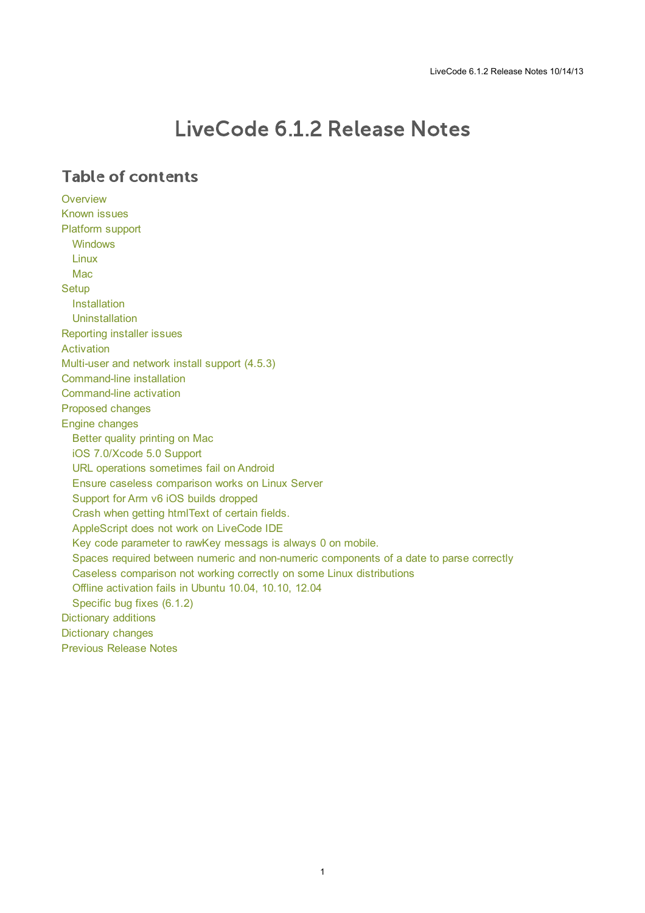# LiveCode 6.1.2 Release Notes

## Table of contents

- Overview
- Known issues
- Platform support
  - Windows
  - Linux
  - Mac
- Setup
  - Installation
  - Uninstallation
- Reporting installer issues
- Activation
- Multi-user and network install support (4.5.3)
- Command-line installation
- Command-line activation
- Proposed changes
- Engine changes
  - Better quality printing on Mac
  - iOS 7.0/Xcode 5.0 Support
  - URL operations sometimes fail on Android
  - Ensure caseless comparison works on Linux Server
  - Support for Arm v6 iOS builds dropped
  - Crash when getting htmlText of certain fields.
  - AppleScript does not work on LiveCode IDE
  - Key code parameter to rawKey messags is always 0 on mobile.
  - Spaces required between numeric and non-numeric components of a date to parse correctly
  - Caseless comparison not working correctly on some Linux distributions
  - Offline activation fails in Ubuntu 10.04, 10.10, 12.04
  - Specific bug fixes (6.1.2)
- Dictionary additions
- Dictionary changes
- Previous Release Notes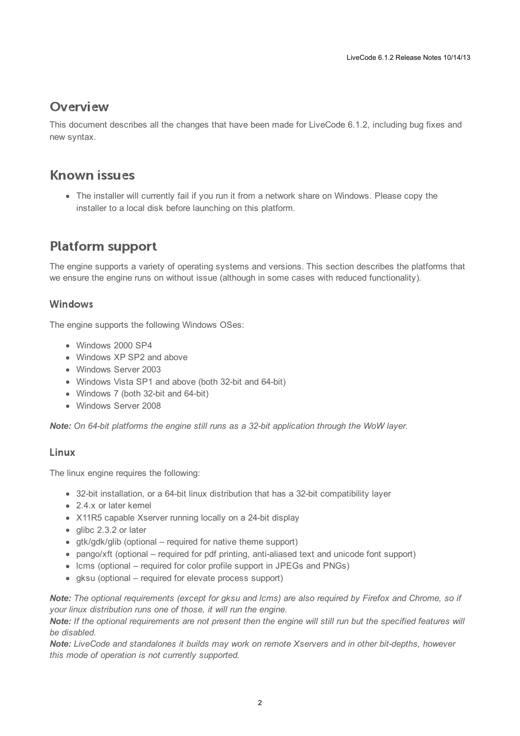# Overview

This document describes all the changes that have been made for LiveCode 6.1.2, including bug fixes and new syntax.

# Known issues

- The installer will currently fail if you run it from a network share on Windows. Please copy the installer to a local disk before launching on this platform.

# Platform support

The engine supports a variety of operating systems and versions. This section describes the platforms that we ensure the engine runs on without issue (although in some cases with reduced functionality).

## Windows

The engine supports the following Windows OSes:

- Windows 2000 SP4
- Windows XP SP2 and above
- Windows Server 2003
- Windows Vista SP1 and above (both 32-bit and 64-bit)
- Windows 7 (both 32-bit and 64-bit)
- Windows Server 2008

***Note:*** *On 64-bit platforms the engine still runs as a 32-bit application through the WoW layer.*

## Linux

The linux engine requires the following:

- 32-bit installation, or a 64-bit linux distribution that has a 32-bit compatibility layer
- 2.4.x or later kernel
- X11R5 capable Xserver running locally on a 24-bit display
- glibc 2.3.2 or later
- gtk/gdk/glib (optional – required for native theme support)
- pango/xft (optional – required for pdf printing, anti-aliased text and unicode font support)
- lcms (optional – required for color profile support in JPEGs and PNGs)
- gksu (optional – required for elevate process support)

***Note:*** *The optional requirements (except for gksu and lcms) are also required by Firefox and Chrome, so if your linux distribution runs one of those, it will run the engine.*
***Note:*** *If the optional requirements are not present then the engine will still run but the specified features will be disabled.*
***Note:*** *LiveCode and standalones it builds may work on remote Xservers and in other bit-depths, however this mode of operation is not currently supported.*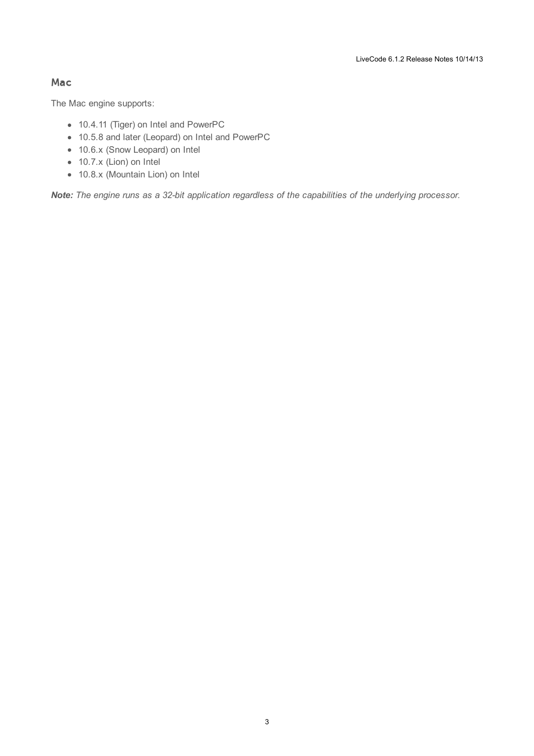## Mac

The Mac engine supports:

- 10.4.11 (Tiger) on Intel and PowerPC
- 10.5.8 and later (Leopard) on Intel and PowerPC
- 10.6.x (Snow Leopard) on Intel
- 10.7.x (Lion) on Intel
- 10.8.x (Mountain Lion) on Intel

***Note:*** *The engine runs as a 32-bit application regardless of the capabilities of the underlying processor.*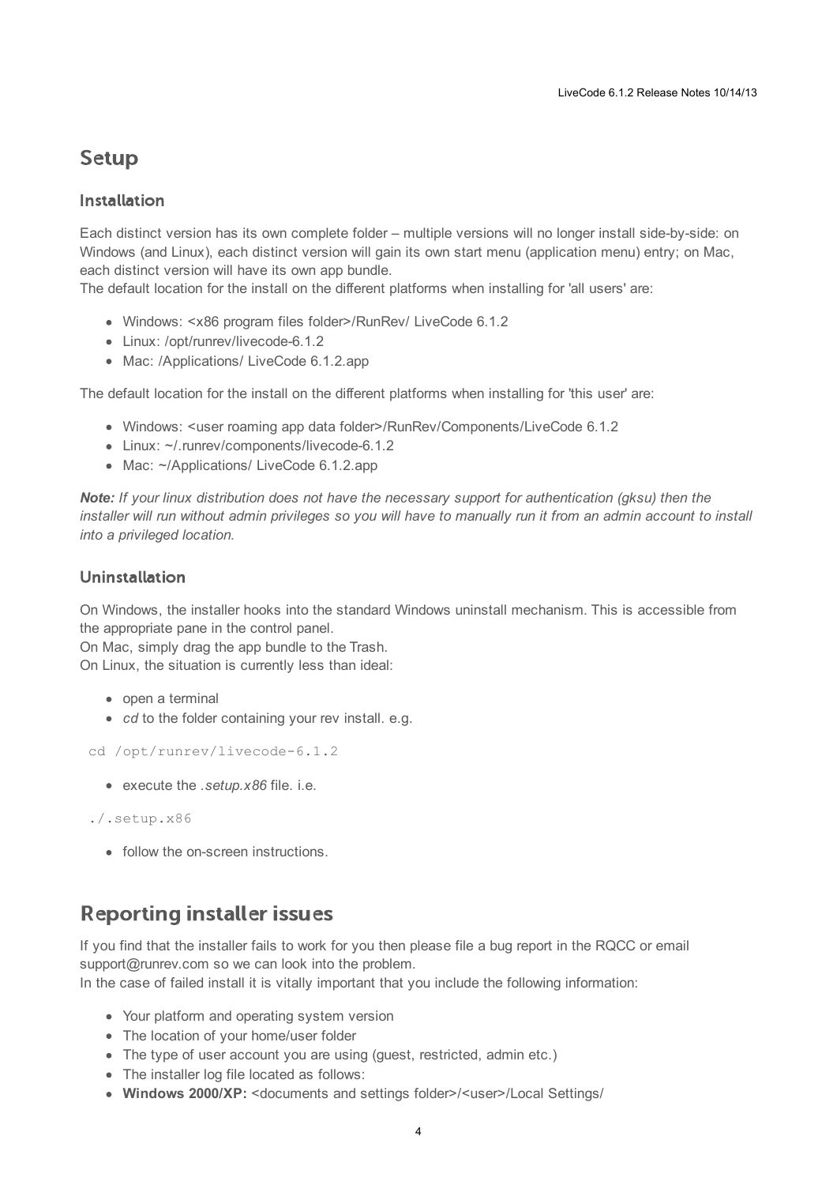# Setup

## Installation

Each distinct version has its own complete folder – multiple versions will no longer install side-by-side: on Windows (and Linux), each distinct version will gain its own start menu (application menu) entry; on Mac, each distinct version will have its own app bundle.
The default location for the install on the different platforms when installing for 'all users' are:

- Windows: <x86 program files folder>/RunRev/ LiveCode 6.1.2
- Linux: /opt/runrev/livecode-6.1.2
- Mac: /Applications/ LiveCode 6.1.2.app

The default location for the install on the different platforms when installing for 'this user' are:

- Windows: <user roaming app data folder>/RunRev/Components/LiveCode 6.1.2
- Linux: ~/.runrev/components/livecode-6.1.2
- Mac: ~/Applications/ LiveCode 6.1.2.app

***Note:*** *If your linux distribution does not have the necessary support for authentication (gksu) then the installer will run without admin privileges so you will have to manually run it from an admin account to install into a privileged location.*

## Uninstallation

On Windows, the installer hooks into the standard Windows uninstall mechanism. This is accessible from the appropriate pane in the control panel.
On Mac, simply drag the app bundle to the Trash.
On Linux, the situation is currently less than ideal:

- open a terminal
- *cd* to the folder containing your rev install. e.g.

```
cd /opt/runrev/livecode-6.1.2
```

- execute the *.setup.x86* file. i.e.

```
./.setup.x86
```

- follow the on-screen instructions.

# Reporting installer issues

If you find that the installer fails to work for you then please file a bug report in the RQCC or email support@runrev.com so we can look into the problem.
In the case of failed install it is vitally important that you include the following information:

- Your platform and operating system version
- The location of your home/user folder
- The type of user account you are using (guest, restricted, admin etc.)
- The installer log file located as follows:
- **Windows 2000/XP:** <documents and settings folder>/<user>/Local Settings/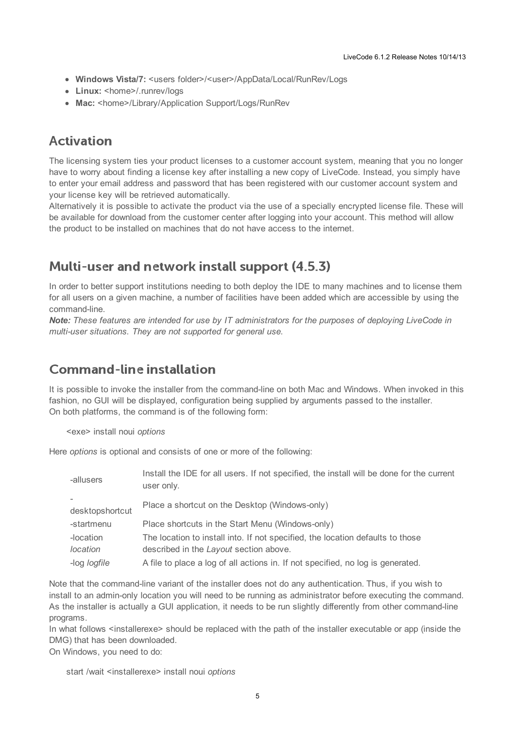- **Windows Vista/7:** <users folder>/<user>/AppData/Local/RunRev/Logs
- **Linux:** <home>/.runrev/logs
- **Mac:** <home>/Library/Application Support/Logs/RunRev

## Activation

The licensing system ties your product licenses to a customer account system, meaning that you no longer have to worry about finding a license key after installing a new copy of LiveCode. Instead, you simply have to enter your email address and password that has been registered with our customer account system and your license key will be retrieved automatically.
Alternatively it is possible to activate the product via the use of a specially encrypted license file. These will be available for download from the customer center after logging into your account. This method will allow the product to be installed on machines that do not have access to the internet.

## Multi-user and network install support (4.5.3)

In order to better support institutions needing to both deploy the IDE to many machines and to license them for all users on a given machine, a number of facilities have been added which are accessible by using the command-line.
***Note:*** *These features are intended for use by IT administrators for the purposes of deploying LiveCode in multi-user situations. They are not supported for general use.*

## Command-line installation

It is possible to invoke the installer from the command-line on both Mac and Windows. When invoked in this fashion, no GUI will be displayed, configuration being supplied by arguments passed to the installer.
On both platforms, the command is of the following form:

```
<exe> install noui options
```

Here *options* is optional and consists of one or more of the following:

| | |
|---|---|
| -allusers | Install the IDE for all users. If not specified, the install will be done for the current user only. |
| -desktopshortcut | Place a shortcut on the Desktop (Windows-only) |
| -startmenu | Place shortcuts in the Start Menu (Windows-only) |
| -location *location* | The location to install into. If not specified, the location defaults to those described in the *Layout* section above. |
| -log *logfile* | A file to place a log of all actions in. If not specified, no log is generated. |

Note that the command-line variant of the installer does not do any authentication. Thus, if you wish to install to an admin-only location you will need to be running as administrator before executing the command.
As the installer is actually a GUI application, it needs to be run slightly differently from other command-line programs.
In what follows <installerexe> should be replaced with the path of the installer executable or app (inside the DMG) that has been downloaded.
On Windows, you need to do:

```
start /wait <installerexe> install noui options
```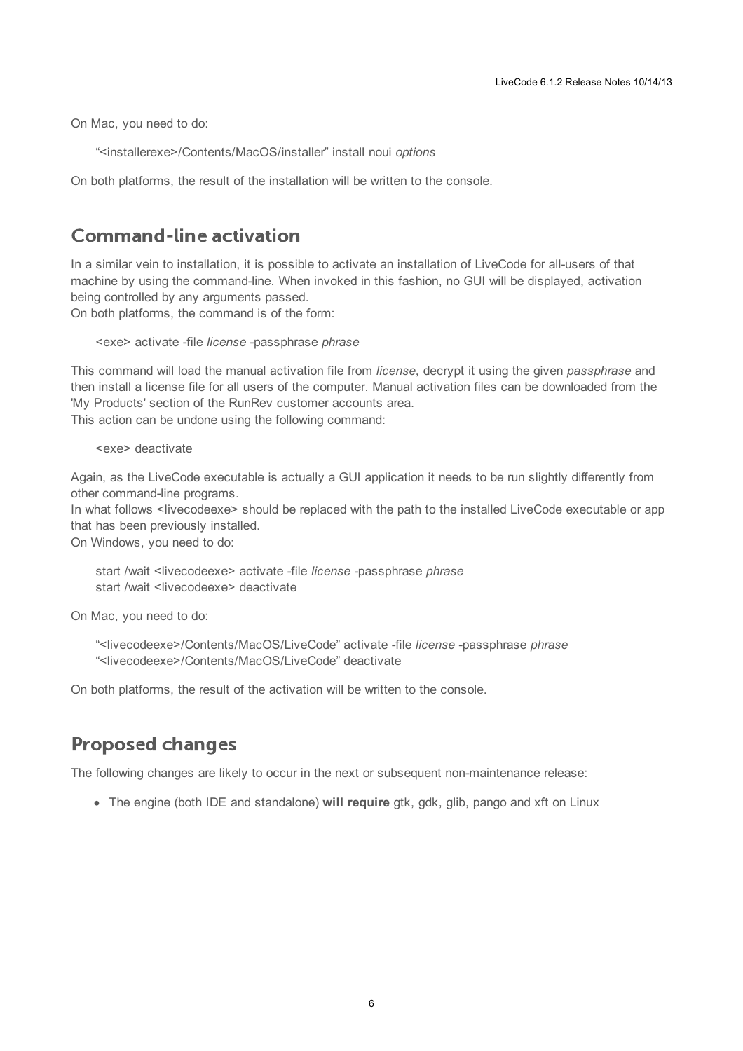On Mac, you need to do:

> "<installerexe>/Contents/MacOS/installer" install noui *options*

On both platforms, the result of the installation will be written to the console.

## Command-line activation

In a similar vein to installation, it is possible to activate an installation of LiveCode for all-users of that machine by using the command-line. When invoked in this fashion, no GUI will be displayed, activation being controlled by any arguments passed.
On both platforms, the command is of the form:

> <exe> activate -file *license* -passphrase *phrase*

This command will load the manual activation file from *license*, decrypt it using the given *passphrase* and then install a license file for all users of the computer. Manual activation files can be downloaded from the 'My Products' section of the RunRev customer accounts area.
This action can be undone using the following command:

> <exe> deactivate

Again, as the LiveCode executable is actually a GUI application it needs to be run slightly differently from other command-line programs.
In what follows <livecodeexe> should be replaced with the path to the installed LiveCode executable or app that has been previously installed.
On Windows, you need to do:

> start /wait <livecodeexe> activate -file *license* -passphrase *phrase*
> start /wait <livecodeexe> deactivate

On Mac, you need to do:

> "<livecodeexe>/Contents/MacOS/LiveCode" activate -file *license* -passphrase *phrase*
> "<livecodeexe>/Contents/MacOS/LiveCode" deactivate

On both platforms, the result of the activation will be written to the console.

## Proposed changes

The following changes are likely to occur in the next or subsequent non-maintenance release:

- The engine (both IDE and standalone) **will require** gtk, gdk, glib, pango and xft on Linux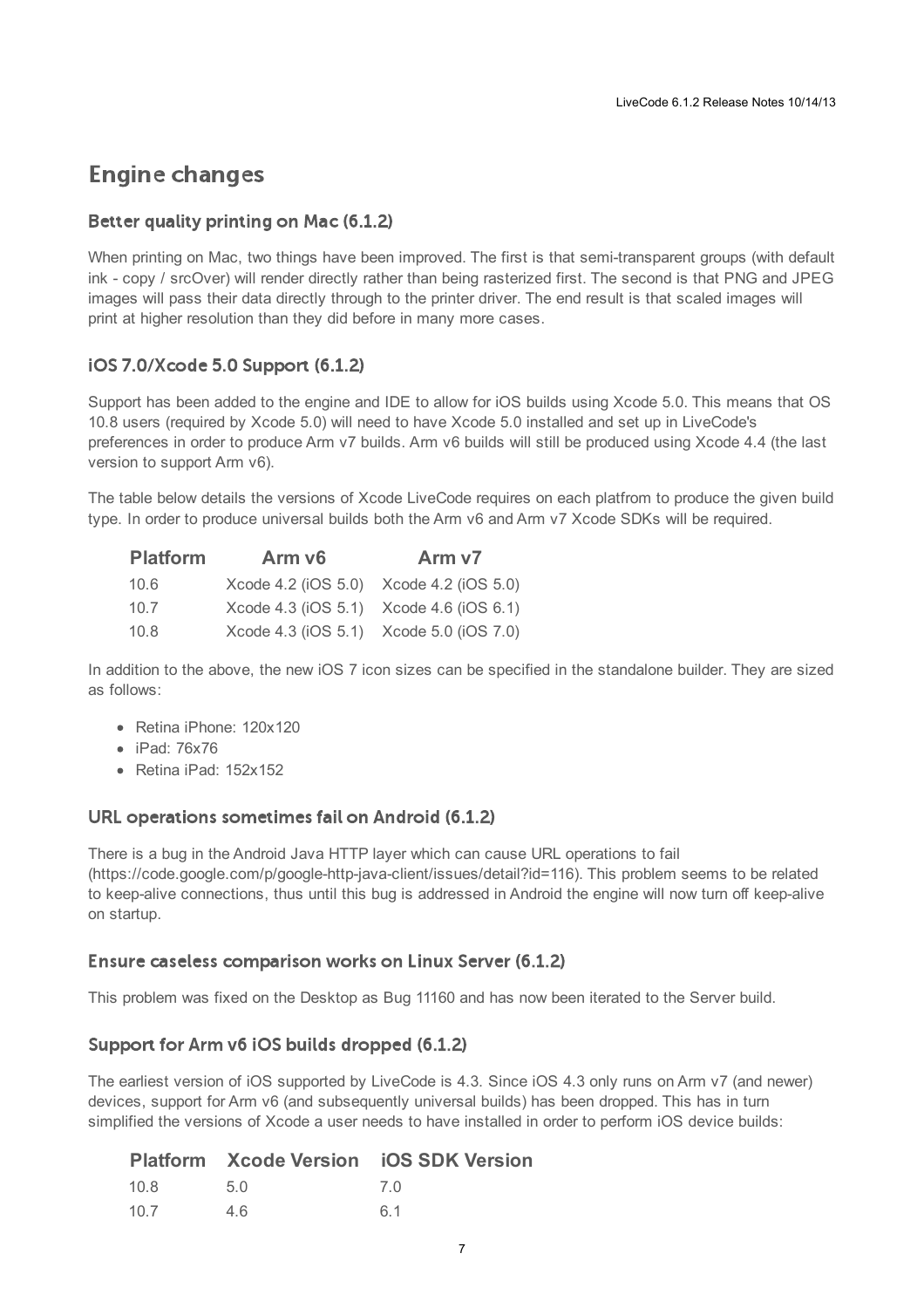# Engine changes

## Better quality printing on Mac (6.1.2)

When printing on Mac, two things have been improved. The first is that semi-transparent groups (with default ink - copy / srcOver) will render directly rather than being rasterized first. The second is that PNG and JPEG images will pass their data directly through to the printer driver. The end result is that scaled images will print at higher resolution than they did before in many more cases.

## iOS 7.0/Xcode 5.0 Support (6.1.2)

Support has been added to the engine and IDE to allow for iOS builds using Xcode 5.0. This means that OS 10.8 users (required by Xcode 5.0) will need to have Xcode 5.0 installed and set up in LiveCode's preferences in order to produce Arm v7 builds. Arm v6 builds will still be produced using Xcode 4.4 (the last version to support Arm v6).

The table below details the versions of Xcode LiveCode requires on each platfrom to produce the given build type. In order to produce universal builds both the Arm v6 and Arm v7 Xcode SDKs will be required.

| Platform | Arm v6 | Arm v7 |
|---|---|---|
| 10.6 | Xcode 4.2 (iOS 5.0) | Xcode 4.2 (iOS 5.0) |
| 10.7 | Xcode 4.3 (iOS 5.1) | Xcode 4.6 (iOS 6.1) |
| 10.8 | Xcode 4.3 (iOS 5.1) | Xcode 5.0 (iOS 7.0) |

In addition to the above, the new iOS 7 icon sizes can be specified in the standalone builder. They are sized as follows:

- Retina iPhone: 120x120
- iPad: 76x76
- Retina iPad: 152x152

## URL operations sometimes fail on Android (6.1.2)

There is a bug in the Android Java HTTP layer which can cause URL operations to fail (https://code.google.com/p/google-http-java-client/issues/detail?id=116). This problem seems to be related to keep-alive connections, thus until this bug is addressed in Android the engine will now turn off keep-alive on startup.

## Ensure caseless comparison works on Linux Server (6.1.2)

This problem was fixed on the Desktop as Bug 11160 and has now been iterated to the Server build.

## Support for Arm v6 iOS builds dropped (6.1.2)

The earliest version of iOS supported by LiveCode is 4.3. Since iOS 4.3 only runs on Arm v7 (and newer) devices, support for Arm v6 (and subsequently universal builds) has been dropped. This has in turn simplified the versions of Xcode a user needs to have installed in order to perform iOS device builds:

| Platform | Xcode Version | iOS SDK Version |
|---|---|---|
| 10.8 | 5.0 | 7.0 |
| 10.7 | 4.6 | 6.1 |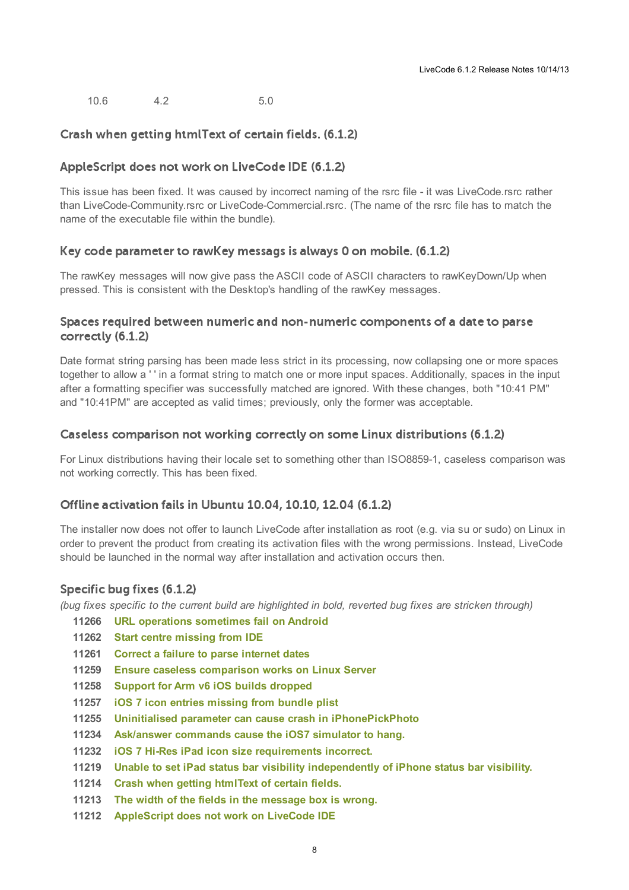| 10.6 | 4.2 | 5.0 |
|---|---|---|

### Crash when getting htmlText of certain fields. (6.1.2)

### AppleScript does not work on LiveCode IDE (6.1.2)

This issue has been fixed. It was caused by incorrect naming of the rsrc file - it was LiveCode.rsrc rather than LiveCode-Community.rsrc or LiveCode-Commercial.rsrc. (The name of the rsrc file has to match the name of the executable file within the bundle).

### Key code parameter to rawKey messags is always 0 on mobile. (6.1.2)

The rawKey messages will now give pass the ASCII code of ASCII characters to rawKeyDown/Up when pressed. This is consistent with the Desktop's handling of the rawKey messages.

### Spaces required between numeric and non-numeric components of a date to parse correctly (6.1.2)

Date format string parsing has been made less strict in its processing, now collapsing one or more spaces together to allow a ' ' in a format string to match one or more input spaces. Additionally, spaces in the input after a formatting specifier was successfully matched are ignored. With these changes, both "10:41 PM" and "10:41PM" are accepted as valid times; previously, only the former was acceptable.

### Caseless comparison not working correctly on some Linux distributions (6.1.2)

For Linux distributions having their locale set to something other than ISO8859-1, caseless comparison was not working correctly. This has been fixed.

### Offline activation fails in Ubuntu 10.04, 10.10, 12.04 (6.1.2)

The installer now does not offer to launch LiveCode after installation as root (e.g. via su or sudo) on Linux in order to prevent the product from creating its activation files with the wrong permissions. Instead, LiveCode should be launched in the normal way after installation and activation occurs then.

### Specific bug fixes (6.1.2)

*(bug fixes specific to the current build are highlighted in bold, reverted bug fixes are stricken through)*

| | |
|---|---|
| **11266** | **URL operations sometimes fail on Android** |
| **11262** | **Start centre missing from IDE** |
| **11261** | **Correct a failure to parse internet dates** |
| **11259** | **Ensure caseless comparison works on Linux Server** |
| **11258** | **Support for Arm v6 iOS builds dropped** |
| **11257** | **iOS 7 icon entries missing from bundle plist** |
| **11255** | **Uninitialised parameter can cause crash in iPhonePickPhoto** |
| **11234** | **Ask/answer commands cause the iOS7 simulator to hang.** |
| **11232** | **iOS 7 Hi-Res iPad icon size requirements incorrect.** |
| **11219** | **Unable to set iPad status bar visibility independently of iPhone status bar visibility.** |
| **11214** | **Crash when getting htmlText of certain fields.** |
| **11213** | **The width of the fields in the message box is wrong.** |
| **11212** | **AppleScript does not work on LiveCode IDE** |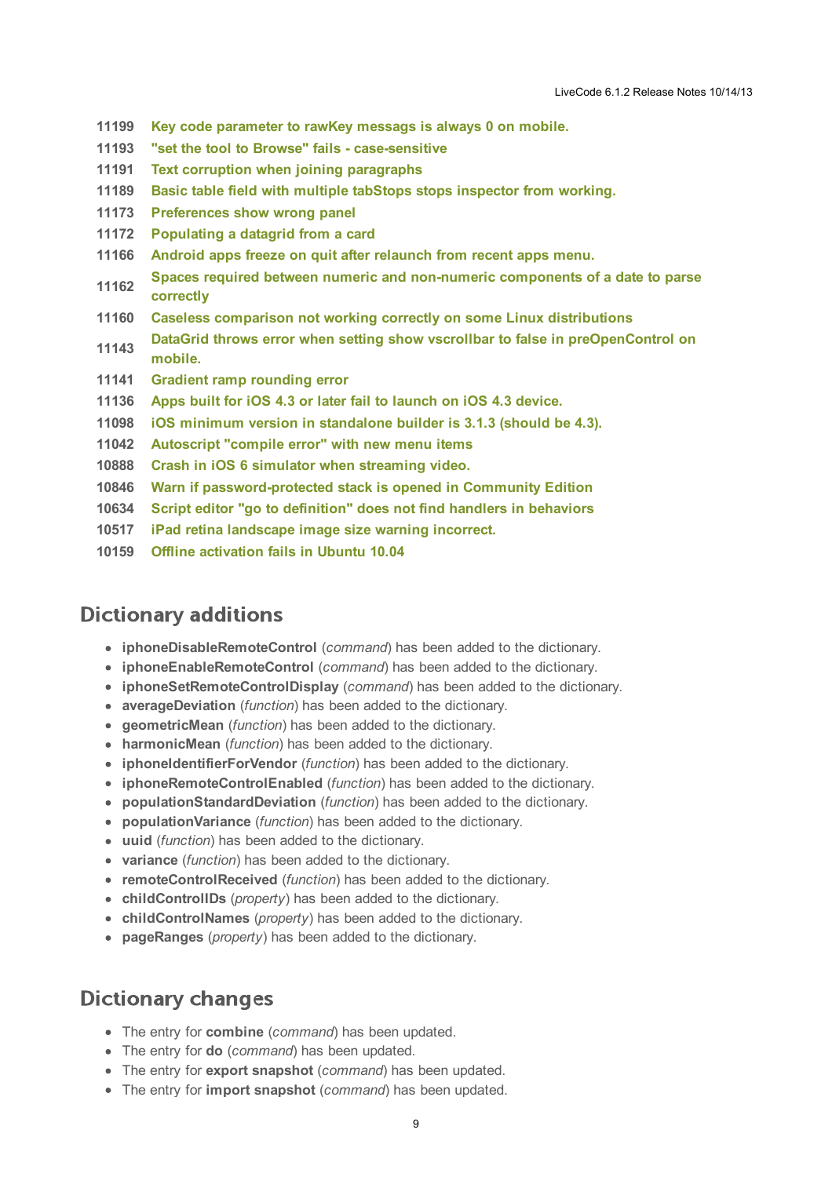| | |
|---|---|
| 11199 | **Key code parameter to rawKey messags is always 0 on mobile.** |
| 11193 | **"set the tool to Browse" fails - case-sensitive** |
| 11191 | **Text corruption when joining paragraphs** |
| 11189 | **Basic table field with multiple tabStops stops inspector from working.** |
| 11173 | **Preferences show wrong panel** |
| 11172 | **Populating a datagrid from a card** |
| 11166 | **Android apps freeze on quit after relaunch from recent apps menu.** |
| 11162 | **Spaces required between numeric and non-numeric components of a date to parse correctly** |
| 11160 | **Caseless comparison not working correctly on some Linux distributions** |
| 11143 | **DataGrid throws error when setting show vscrollbar to false in preOpenControl on mobile.** |
| 11141 | **Gradient ramp rounding error** |
| 11136 | **Apps built for iOS 4.3 or later fail to launch on iOS 4.3 device.** |
| 11098 | **iOS minimum version in standalone builder is 3.1.3 (should be 4.3).** |
| 11042 | **Autoscript "compile error" with new menu items** |
| 10888 | **Crash in iOS 6 simulator when streaming video.** |
| 10846 | **Warn if password-protected stack is opened in Community Edition** |
| 10634 | **Script editor "go to definition" does not find handlers in behaviors** |
| 10517 | **iPad retina landscape image size warning incorrect.** |
| 10159 | **Offline activation fails in Ubuntu 10.04** |

## Dictionary additions

- **iphoneDisableRemoteControl** (*command*) has been added to the dictionary.
- **iphoneEnableRemoteControl** (*command*) has been added to the dictionary.
- **iphoneSetRemoteControlDisplay** (*command*) has been added to the dictionary.
- **averageDeviation** (*function*) has been added to the dictionary.
- **geometricMean** (*function*) has been added to the dictionary.
- **harmonicMean** (*function*) has been added to the dictionary.
- **iphoneIdentifierForVendor** (*function*) has been added to the dictionary.
- **iphoneRemoteControlEnabled** (*function*) has been added to the dictionary.
- **populationStandardDeviation** (*function*) has been added to the dictionary.
- **populationVariance** (*function*) has been added to the dictionary.
- **uuid** (*function*) has been added to the dictionary.
- **variance** (*function*) has been added to the dictionary.
- **remoteControlReceived** (*function*) has been added to the dictionary.
- **childControlIDs** (*property*) has been added to the dictionary.
- **childControlNames** (*property*) has been added to the dictionary.
- **pageRanges** (*property*) has been added to the dictionary.

## Dictionary changes

- The entry for **combine** (*command*) has been updated.
- The entry for **do** (*command*) has been updated.
- The entry for **export snapshot** (*command*) has been updated.
- The entry for **import snapshot** (*command*) has been updated.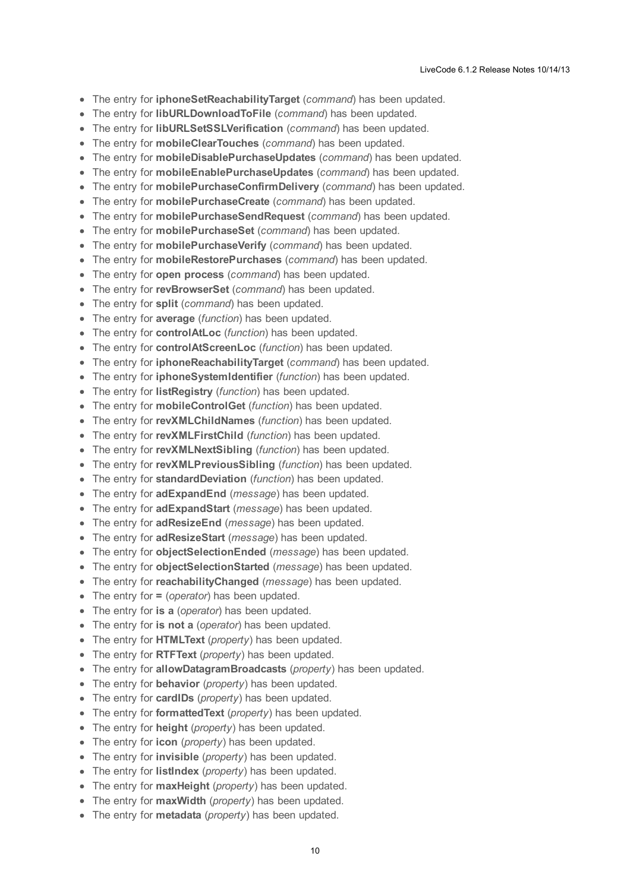- The entry for **iphoneSetReachabilityTarget** (*command*) has been updated.
- The entry for **libURLDownloadToFile** (*command*) has been updated.
- The entry for **libURLSetSSLVerification** (*command*) has been updated.
- The entry for **mobileClearTouches** (*command*) has been updated.
- The entry for **mobileDisablePurchaseUpdates** (*command*) has been updated.
- The entry for **mobileEnablePurchaseUpdates** (*command*) has been updated.
- The entry for **mobilePurchaseConfirmDelivery** (*command*) has been updated.
- The entry for **mobilePurchaseCreate** (*command*) has been updated.
- The entry for **mobilePurchaseSendRequest** (*command*) has been updated.
- The entry for **mobilePurchaseSet** (*command*) has been updated.
- The entry for **mobilePurchaseVerify** (*command*) has been updated.
- The entry for **mobileRestorePurchases** (*command*) has been updated.
- The entry for **open process** (*command*) has been updated.
- The entry for **revBrowserSet** (*command*) has been updated.
- The entry for **split** (*command*) has been updated.
- The entry for **average** (*function*) has been updated.
- The entry for **controlAtLoc** (*function*) has been updated.
- The entry for **controlAtScreenLoc** (*function*) has been updated.
- The entry for **iphoneReachabilityTarget** (*command*) has been updated.
- The entry for **iphoneSystemIdentifier** (*function*) has been updated.
- The entry for **listRegistry** (*function*) has been updated.
- The entry for **mobileControlGet** (*function*) has been updated.
- The entry for **revXMLChildNames** (*function*) has been updated.
- The entry for **revXMLFirstChild** (*function*) has been updated.
- The entry for **revXMLNextSibling** (*function*) has been updated.
- The entry for **revXMLPreviousSibling** (*function*) has been updated.
- The entry for **standardDeviation** (*function*) has been updated.
- The entry for **adExpandEnd** (*message*) has been updated.
- The entry for **adExpandStart** (*message*) has been updated.
- The entry for **adResizeEnd** (*message*) has been updated.
- The entry for **adResizeStart** (*message*) has been updated.
- The entry for **objectSelectionEnded** (*message*) has been updated.
- The entry for **objectSelectionStarted** (*message*) has been updated.
- The entry for **reachabilityChanged** (*message*) has been updated.
- The entry for **=** (*operator*) has been updated.
- The entry for **is a** (*operator*) has been updated.
- The entry for **is not a** (*operator*) has been updated.
- The entry for **HTMLText** (*property*) has been updated.
- The entry for **RTFText** (*property*) has been updated.
- The entry for **allowDatagramBroadcasts** (*property*) has been updated.
- The entry for **behavior** (*property*) has been updated.
- The entry for **cardIDs** (*property*) has been updated.
- The entry for **formattedText** (*property*) has been updated.
- The entry for **height** (*property*) has been updated.
- The entry for **icon** (*property*) has been updated.
- The entry for **invisible** (*property*) has been updated.
- The entry for **listIndex** (*property*) has been updated.
- The entry for **maxHeight** (*property*) has been updated.
- The entry for **maxWidth** (*property*) has been updated.
- The entry for **metadata** (*property*) has been updated.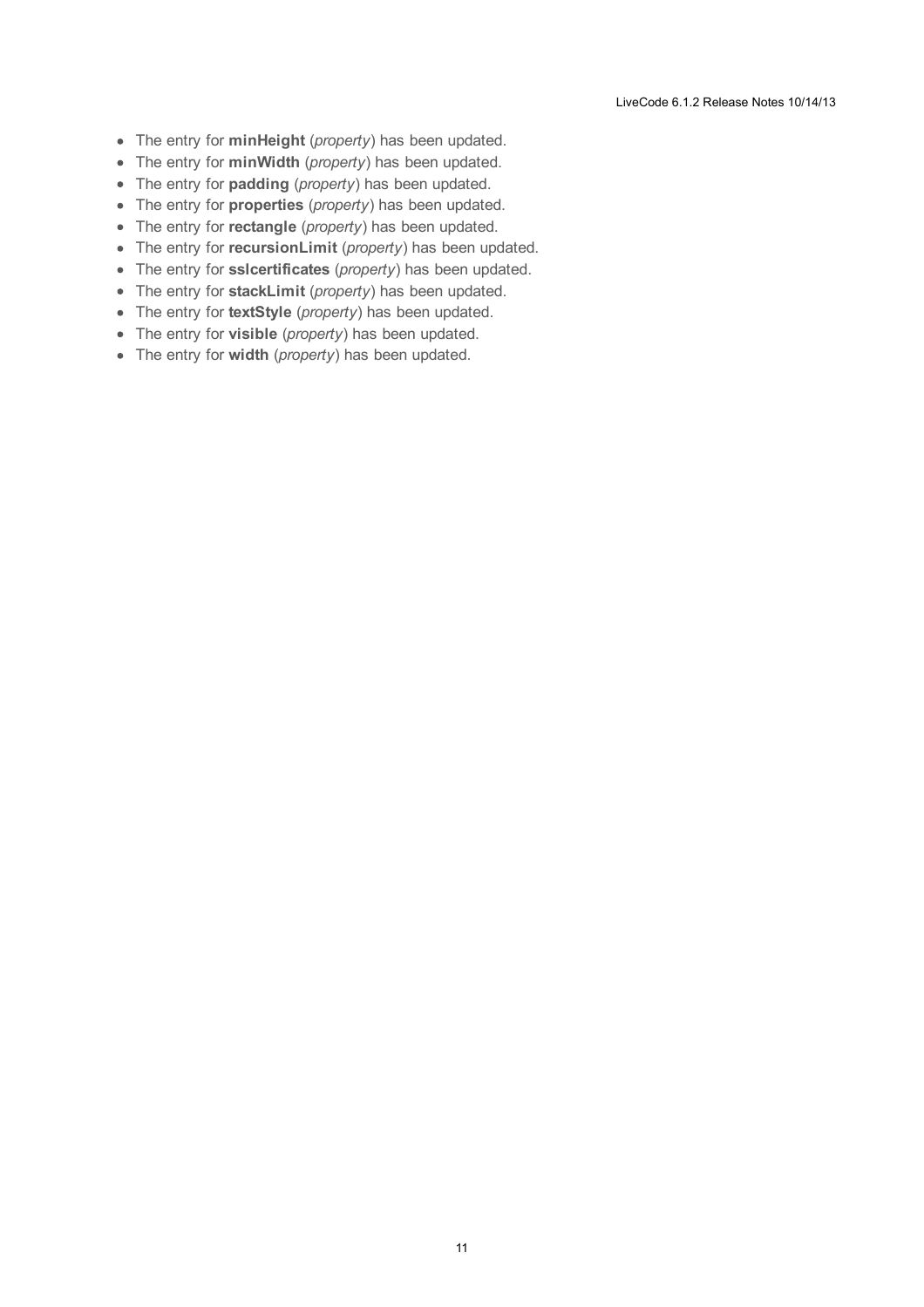- The entry for **minHeight** (*property*) has been updated.
- The entry for **minWidth** (*property*) has been updated.
- The entry for **padding** (*property*) has been updated.
- The entry for **properties** (*property*) has been updated.
- The entry for **rectangle** (*property*) has been updated.
- The entry for **recursionLimit** (*property*) has been updated.
- The entry for **sslcertificates** (*property*) has been updated.
- The entry for **stackLimit** (*property*) has been updated.
- The entry for **textStyle** (*property*) has been updated.
- The entry for **visible** (*property*) has been updated.
- The entry for **width** (*property*) has been updated.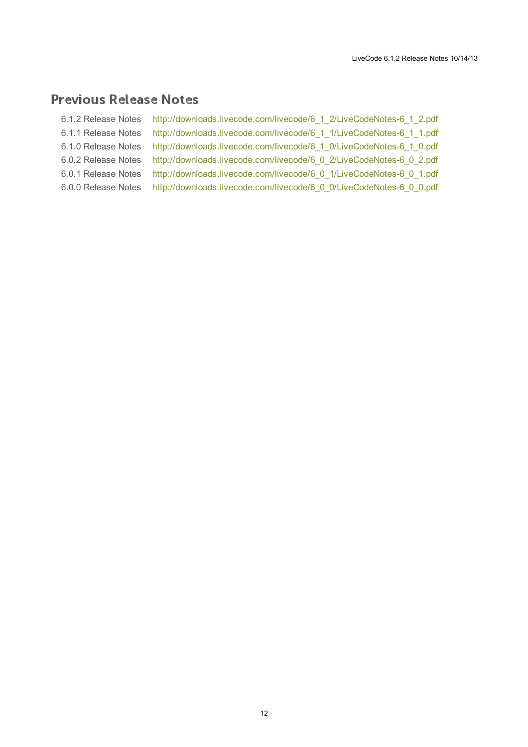## Previous Release Notes

| | |
|---|---|
| 6.1.2 Release Notes | http://downloads.livecode.com/livecode/6_1_2/LiveCodeNotes-6_1_2.pdf |
| 6.1.1 Release Notes | http://downloads.livecode.com/livecode/6_1_1/LiveCodeNotes-6_1_1.pdf |
| 6.1.0 Release Notes | http://downloads.livecode.com/livecode/6_1_0/LiveCodeNotes-6_1_0.pdf |
| 6.0.2 Release Notes | http://downloads.livecode.com/livecode/6_0_2/LiveCodeNotes-6_0_2.pdf |
| 6.0.1 Release Notes | http://downloads.livecode.com/livecode/6_0_1/LiveCodeNotes-6_0_1.pdf |
| 6.0.0 Release Notes | http://downloads.livecode.com/livecode/6_0_0/LiveCodeNotes-6_0_0.pdf |